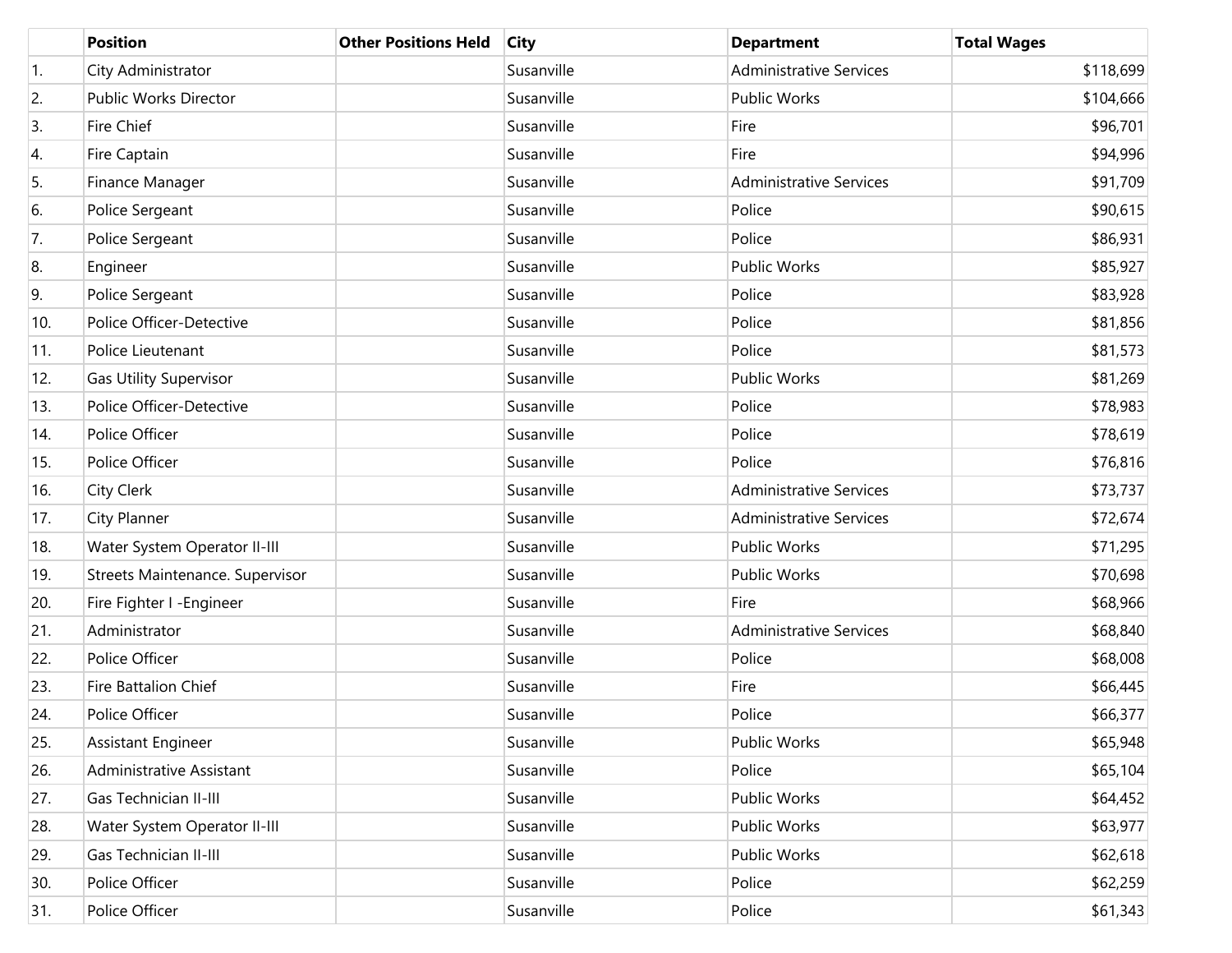| | Position | Other Positions Held | City | Department | Total Wages |
|---|---|---|---|---|---|
| 1. | City Administrator | | Susanville | Administrative Services | $118,699 |
| 2. | Public Works Director | | Susanville | Public Works | $104,666 |
| 3. | Fire Chief | | Susanville | Fire | $96,701 |
| 4. | Fire Captain | | Susanville | Fire | $94,996 |
| 5. | Finance Manager | | Susanville | Administrative Services | $91,709 |
| 6. | Police Sergeant | | Susanville | Police | $90,615 |
| 7. | Police Sergeant | | Susanville | Police | $86,931 |
| 8. | Engineer | | Susanville | Public Works | $85,927 |
| 9. | Police Sergeant | | Susanville | Police | $83,928 |
| 10. | Police Officer-Detective | | Susanville | Police | $81,856 |
| 11. | Police Lieutenant | | Susanville | Police | $81,573 |
| 12. | Gas Utility Supervisor | | Susanville | Public Works | $81,269 |
| 13. | Police Officer-Detective | | Susanville | Police | $78,983 |
| 14. | Police Officer | | Susanville | Police | $78,619 |
| 15. | Police Officer | | Susanville | Police | $76,816 |
| 16. | City Clerk | | Susanville | Administrative Services | $73,737 |
| 17. | City Planner | | Susanville | Administrative Services | $72,674 |
| 18. | Water System Operator II-III | | Susanville | Public Works | $71,295 |
| 19. | Streets Maintenance. Supervisor | | Susanville | Public Works | $70,698 |
| 20. | Fire Fighter I -Engineer | | Susanville | Fire | $68,966 |
| 21. | Administrator | | Susanville | Administrative Services | $68,840 |
| 22. | Police Officer | | Susanville | Police | $68,008 |
| 23. | Fire Battalion Chief | | Susanville | Fire | $66,445 |
| 24. | Police Officer | | Susanville | Police | $66,377 |
| 25. | Assistant Engineer | | Susanville | Public Works | $65,948 |
| 26. | Administrative Assistant | | Susanville | Police | $65,104 |
| 27. | Gas Technician II-III | | Susanville | Public Works | $64,452 |
| 28. | Water System Operator II-III | | Susanville | Public Works | $63,977 |
| 29. | Gas Technician II-III | | Susanville | Public Works | $62,618 |
| 30. | Police Officer | | Susanville | Police | $62,259 |
| 31. | Police Officer | | Susanville | Police | $61,343 |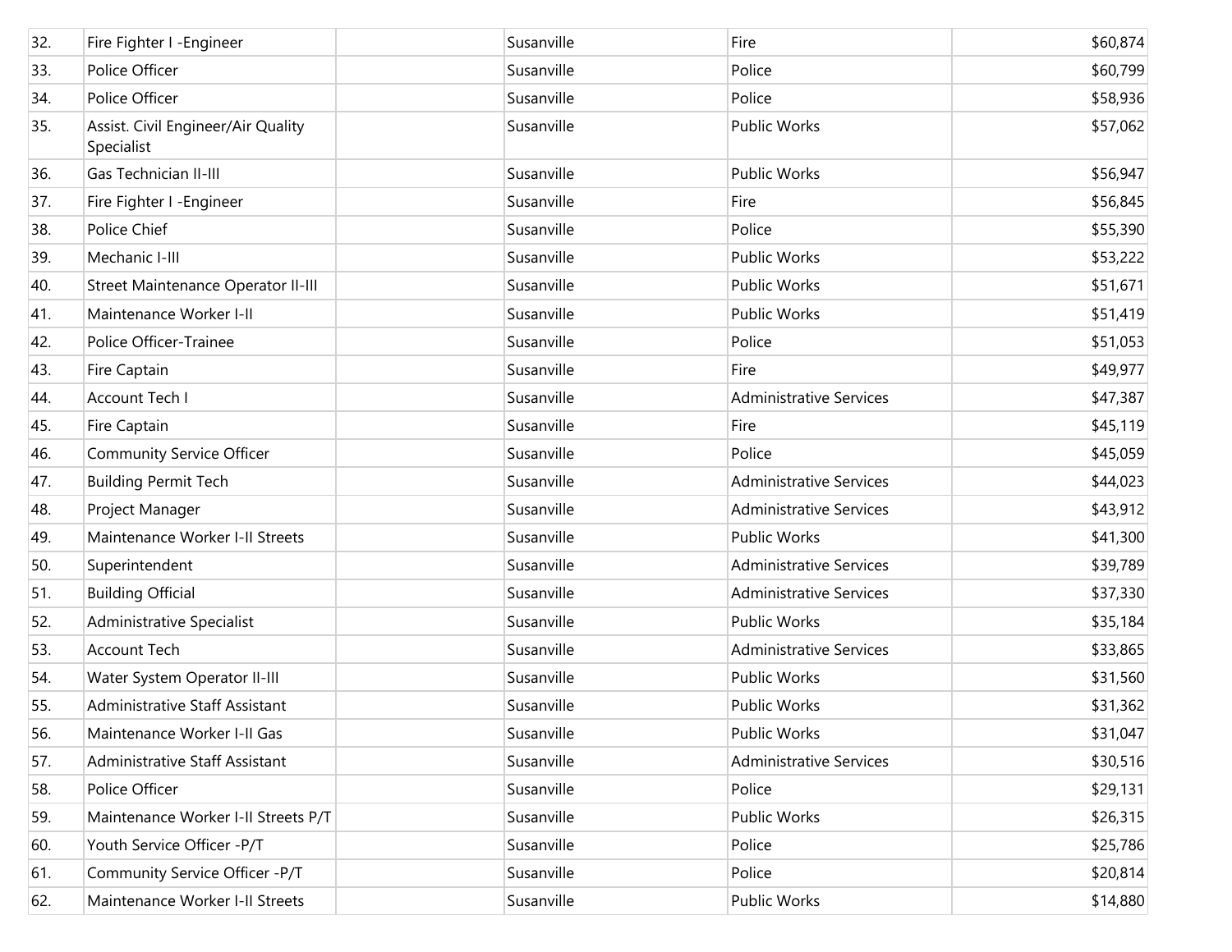| | | | | | |
|---|---|---|---|---|---|
| 32. | Fire Fighter I -Engineer | | Susanville | Fire | $60,874 |
| 33. | Police Officer | | Susanville | Police | $60,799 |
| 34. | Police Officer | | Susanville | Police | $58,936 |
| 35. | Assist. Civil Engineer/Air Quality Specialist | | Susanville | Public Works | $57,062 |
| 36. | Gas Technician II-III | | Susanville | Public Works | $56,947 |
| 37. | Fire Fighter I -Engineer | | Susanville | Fire | $56,845 |
| 38. | Police Chief | | Susanville | Police | $55,390 |
| 39. | Mechanic I-III | | Susanville | Public Works | $53,222 |
| 40. | Street Maintenance Operator II-III | | Susanville | Public Works | $51,671 |
| 41. | Maintenance Worker I-II | | Susanville | Public Works | $51,419 |
| 42. | Police Officer-Trainee | | Susanville | Police | $51,053 |
| 43. | Fire Captain | | Susanville | Fire | $49,977 |
| 44. | Account Tech I | | Susanville | Administrative Services | $47,387 |
| 45. | Fire Captain | | Susanville | Fire | $45,119 |
| 46. | Community Service Officer | | Susanville | Police | $45,059 |
| 47. | Building Permit Tech | | Susanville | Administrative Services | $44,023 |
| 48. | Project Manager | | Susanville | Administrative Services | $43,912 |
| 49. | Maintenance Worker I-II Streets | | Susanville | Public Works | $41,300 |
| 50. | Superintendent | | Susanville | Administrative Services | $39,789 |
| 51. | Building Official | | Susanville | Administrative Services | $37,330 |
| 52. | Administrative Specialist | | Susanville | Public Works | $35,184 |
| 53. | Account Tech | | Susanville | Administrative Services | $33,865 |
| 54. | Water System Operator II-III | | Susanville | Public Works | $31,560 |
| 55. | Administrative Staff Assistant | | Susanville | Public Works | $31,362 |
| 56. | Maintenance Worker I-II Gas | | Susanville | Public Works | $31,047 |
| 57. | Administrative Staff Assistant | | Susanville | Administrative Services | $30,516 |
| 58. | Police Officer | | Susanville | Police | $29,131 |
| 59. | Maintenance Worker I-II Streets P/T | | Susanville | Public Works | $26,315 |
| 60. | Youth Service Officer -P/T | | Susanville | Police | $25,786 |
| 61. | Community Service Officer -P/T | | Susanville | Police | $20,814 |
| 62. | Maintenance Worker I-II Streets | | Susanville | Public Works | $14,880 |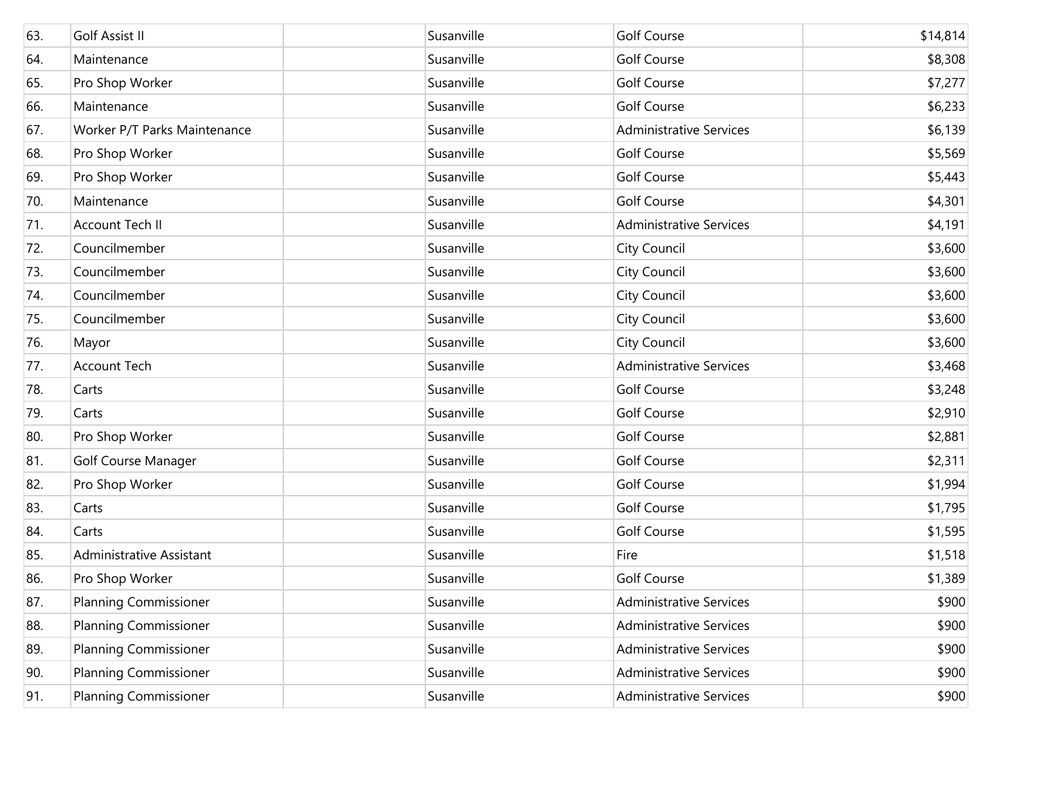| | | | | | |
|---|---|---|---|---|---|
| 63. | Golf Assist II | | Susanville | Golf Course | $14,814 |
| 64. | Maintenance | | Susanville | Golf Course | $8,308 |
| 65. | Pro Shop Worker | | Susanville | Golf Course | $7,277 |
| 66. | Maintenance | | Susanville | Golf Course | $6,233 |
| 67. | Worker P/T Parks Maintenance | | Susanville | Administrative Services | $6,139 |
| 68. | Pro Shop Worker | | Susanville | Golf Course | $5,569 |
| 69. | Pro Shop Worker | | Susanville | Golf Course | $5,443 |
| 70. | Maintenance | | Susanville | Golf Course | $4,301 |
| 71. | Account Tech II | | Susanville | Administrative Services | $4,191 |
| 72. | Councilmember | | Susanville | City Council | $3,600 |
| 73. | Councilmember | | Susanville | City Council | $3,600 |
| 74. | Councilmember | | Susanville | City Council | $3,600 |
| 75. | Councilmember | | Susanville | City Council | $3,600 |
| 76. | Mayor | | Susanville | City Council | $3,600 |
| 77. | Account Tech | | Susanville | Administrative Services | $3,468 |
| 78. | Carts | | Susanville | Golf Course | $3,248 |
| 79. | Carts | | Susanville | Golf Course | $2,910 |
| 80. | Pro Shop Worker | | Susanville | Golf Course | $2,881 |
| 81. | Golf Course Manager | | Susanville | Golf Course | $2,311 |
| 82. | Pro Shop Worker | | Susanville | Golf Course | $1,994 |
| 83. | Carts | | Susanville | Golf Course | $1,795 |
| 84. | Carts | | Susanville | Golf Course | $1,595 |
| 85. | Administrative Assistant | | Susanville | Fire | $1,518 |
| 86. | Pro Shop Worker | | Susanville | Golf Course | $1,389 |
| 87. | Planning Commissioner | | Susanville | Administrative Services | $900 |
| 88. | Planning Commissioner | | Susanville | Administrative Services | $900 |
| 89. | Planning Commissioner | | Susanville | Administrative Services | $900 |
| 90. | Planning Commissioner | | Susanville | Administrative Services | $900 |
| 91. | Planning Commissioner | | Susanville | Administrative Services | $900 |